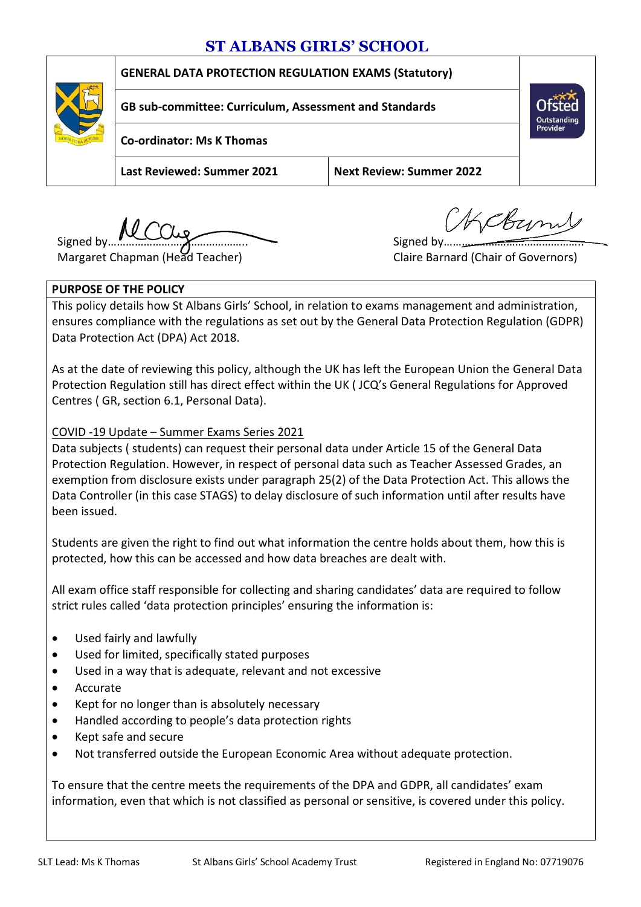# ST ALBANS GIRLS' SCHOOL

| GENERAL DATA PROTECTION REGULATION EXAMS (Statutory) | |
|---|---|
| GB sub-committee: Curriculum, Assessment and Standards | |
| Co-ordinator: Ms K Thomas | |
| Last Reviewed: Summer 2021 | Next Review: Summer 2022 |

Signed by…………………………………………..
Margaret Chapman (Head Teacher)

Signed by…………………………………………..
Claire Barnard (Chair of Governors)

## PURPOSE OF THE POLICY

This policy details how St Albans Girls' School, in relation to exams management and administration, ensures compliance with the regulations as set out by the General Data Protection Regulation (GDPR) Data Protection Act (DPA) Act 2018.

As at the date of reviewing this policy, although the UK has left the European Union the General Data Protection Regulation still has direct effect within the UK ( JCQ's General Regulations for Approved Centres ( GR, section 6.1, Personal Data).

COVID -19 Update – Summer Exams Series 2021

Data subjects ( students) can request their personal data under Article 15 of the General Data Protection Regulation. However, in respect of personal data such as Teacher Assessed Grades, an exemption from disclosure exists under paragraph 25(2) of the Data Protection Act. This allows the Data Controller (in this case STAGS) to delay disclosure of such information until after results have been issued.

Students are given the right to find out what information the centre holds about them, how this is protected, how this can be accessed and how data breaches are dealt with.

All exam office staff responsible for collecting and sharing candidates' data are required to follow strict rules called 'data protection principles' ensuring the information is:

- Used fairly and lawfully
- Used for limited, specifically stated purposes
- Used in a way that is adequate, relevant and not excessive
- Accurate
- Kept for no longer than is absolutely necessary
- Handled according to people's data protection rights
- Kept safe and secure
- Not transferred outside the European Economic Area without adequate protection.

To ensure that the centre meets the requirements of the DPA and GDPR, all candidates' exam information, even that which is not classified as personal or sensitive, is covered under this policy.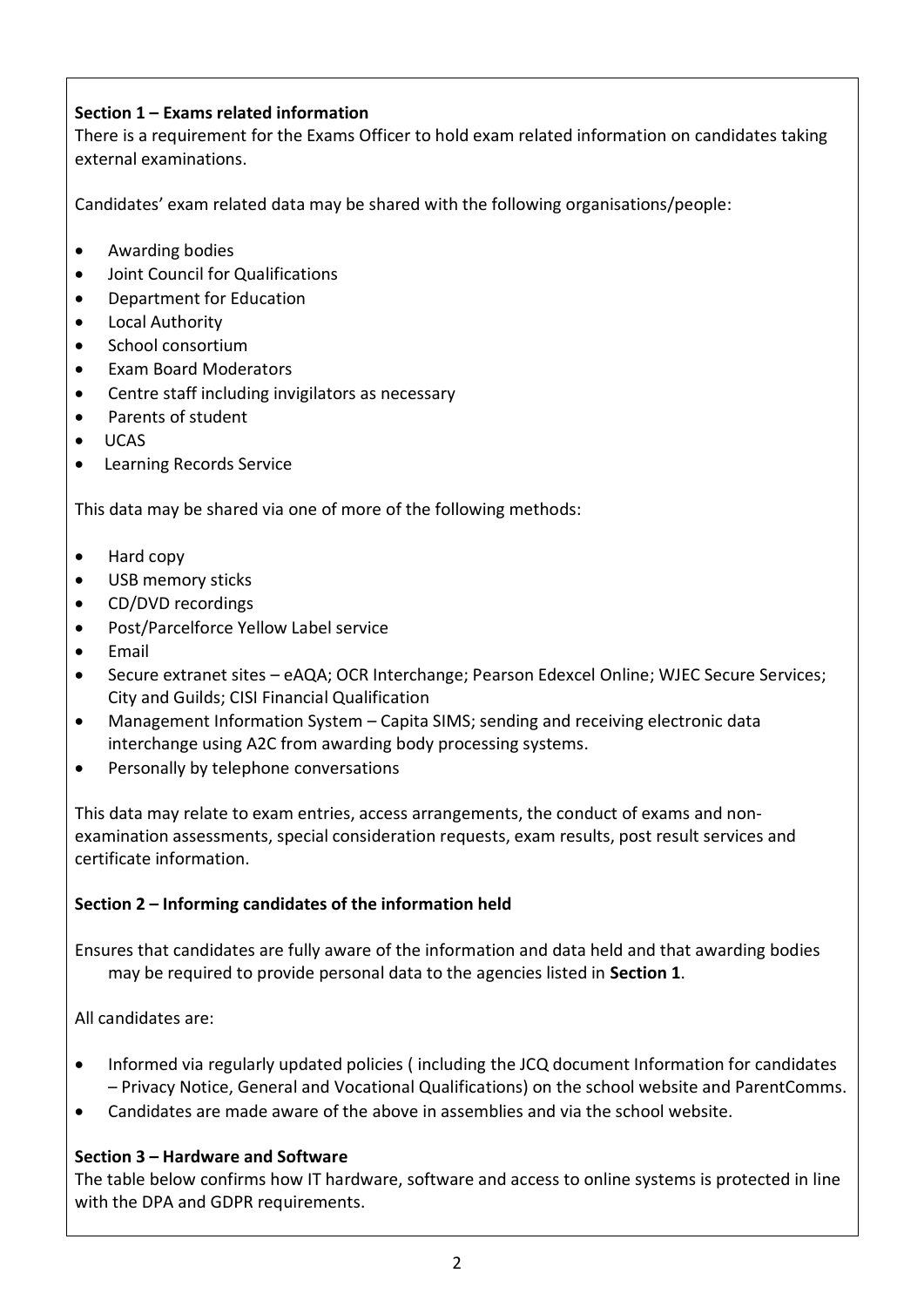**Section 1 – Exams related information**

There is a requirement for the Exams Officer to hold exam related information on candidates taking external examinations.

Candidates' exam related data may be shared with the following organisations/people:

- Awarding bodies
- Joint Council for Qualifications
- Department for Education
- Local Authority
- School consortium
- Exam Board Moderators
- Centre staff including invigilators as necessary
- Parents of student
- UCAS
- Learning Records Service

This data may be shared via one of more of the following methods:

- Hard copy
- USB memory sticks
- CD/DVD recordings
- Post/Parcelforce Yellow Label service
- Email
- Secure extranet sites – eAQA; OCR Interchange; Pearson Edexcel Online; WJEC Secure Services; City and Guilds; CISI Financial Qualification
- Management Information System – Capita SIMS; sending and receiving electronic data interchange using A2C from awarding body processing systems.
- Personally by telephone conversations

This data may relate to exam entries, access arrangements, the conduct of exams and non-examination assessments, special consideration requests, exam results, post result services and certificate information.

**Section 2 – Informing candidates of the information held**

Ensures that candidates are fully aware of the information and data held and that awarding bodies may be required to provide personal data to the agencies listed in **Section 1**.

All candidates are:

- Informed via regularly updated policies ( including the JCQ document Information for candidates – Privacy Notice, General and Vocational Qualifications) on the school website and ParentComms.
- Candidates are made aware of the above in assemblies and via the school website.

**Section 3 – Hardware and Software**

The table below confirms how IT hardware, software and access to online systems is protected in line with the DPA and GDPR requirements.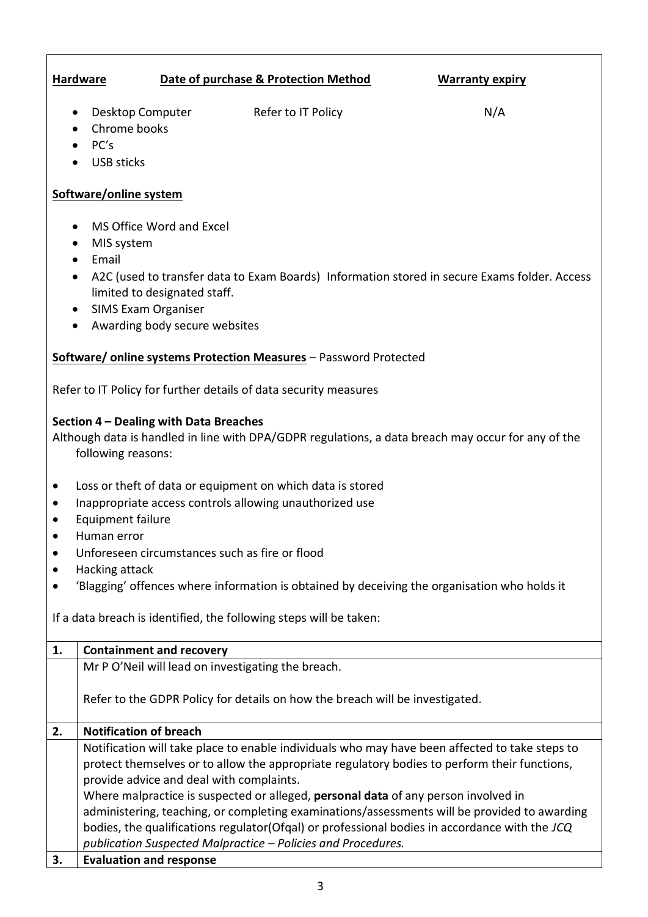**Hardware** | **Date of purchase & Protection Method** | **Warranty expiry**

| Hardware | Date of purchase & Protection Method | Warranty expiry |
|---|---|---|
| • Desktop Computer<br>• Chrome books<br>• PC's<br>• USB sticks | Refer to IT Policy | N/A |

**Software/online system**

- MS Office Word and Excel
- MIS system
- Email
- A2C (used to transfer data to Exam Boards) Information stored in secure Exams folder. Access limited to designated staff.
- SIMS Exam Organiser
- Awarding body secure websites

**Software/ online systems Protection Measures** – Password Protected

Refer to IT Policy for further details of data security measures

**Section 4 – Dealing with Data Breaches**

Although data is handled in line with DPA/GDPR regulations, a data breach may occur for any of the following reasons:

- Loss or theft of data or equipment on which data is stored
- Inappropriate access controls allowing unauthorized use
- Equipment failure
- Human error
- Unforeseen circumstances such as fire or flood
- Hacking attack
- 'Blagging' offences where information is obtained by deceiving the organisation who holds it

If a data breach is identified, the following steps will be taken:

| 1. | **Containment and recovery** |
|---|---|
| | Mr P O'Neil will lead on investigating the breach.<br><br>Refer to the GDPR Policy for details on how the breach will be investigated. |
| **2.** | **Notification of breach** |
| | Notification will take place to enable individuals who may have been affected to take steps to protect themselves or to allow the appropriate regulatory bodies to perform their functions, provide advice and deal with complaints.<br>Where malpractice is suspected or alleged, **personal data** of any person involved in administering, teaching, or completing examinations/assessments will be provided to awarding bodies, the qualifications regulator(Ofqal) or professional bodies in accordance with the *JCQ publication Suspected Malpractice – Policies and Procedures.* |
| **3.** | **Evaluation and response** |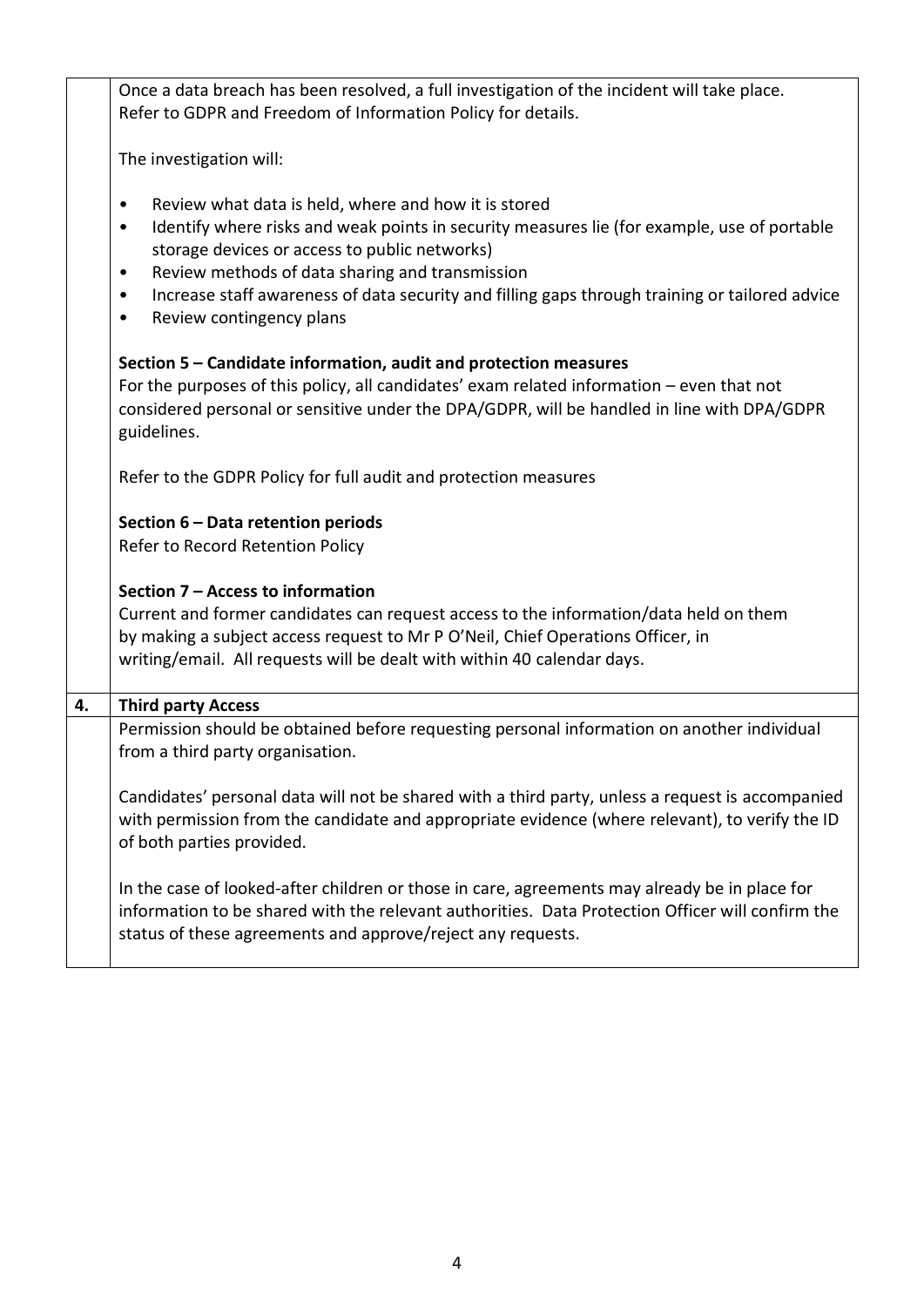Once a data breach has been resolved, a full investigation of the incident will take place. Refer to GDPR and Freedom of Information Policy for details.

The investigation will:

- Review what data is held, where and how it is stored
- Identify where risks and weak points in security measures lie (for example, use of portable storage devices or access to public networks)
- Review methods of data sharing and transmission
- Increase staff awareness of data security and filling gaps through training or tailored advice
- Review contingency plans

**Section 5 – Candidate information, audit and protection measures**

For the purposes of this policy, all candidates' exam related information – even that not considered personal or sensitive under the DPA/GDPR, will be handled in line with DPA/GDPR guidelines.

Refer to the GDPR Policy for full audit and protection measures

**Section 6 – Data retention periods**

Refer to Record Retention Policy

**Section 7 – Access to information**

Current and former candidates can request access to the information/data held on them by making a subject access request to Mr P O'Neil, Chief Operations Officer, in writing/email. All requests will be dealt with within 40 calendar days.

## 4. Third party Access

Permission should be obtained before requesting personal information on another individual from a third party organisation.

Candidates' personal data will not be shared with a third party, unless a request is accompanied with permission from the candidate and appropriate evidence (where relevant), to verify the ID of both parties provided.

In the case of looked-after children or those in care, agreements may already be in place for information to be shared with the relevant authorities. Data Protection Officer will confirm the status of these agreements and approve/reject any requests.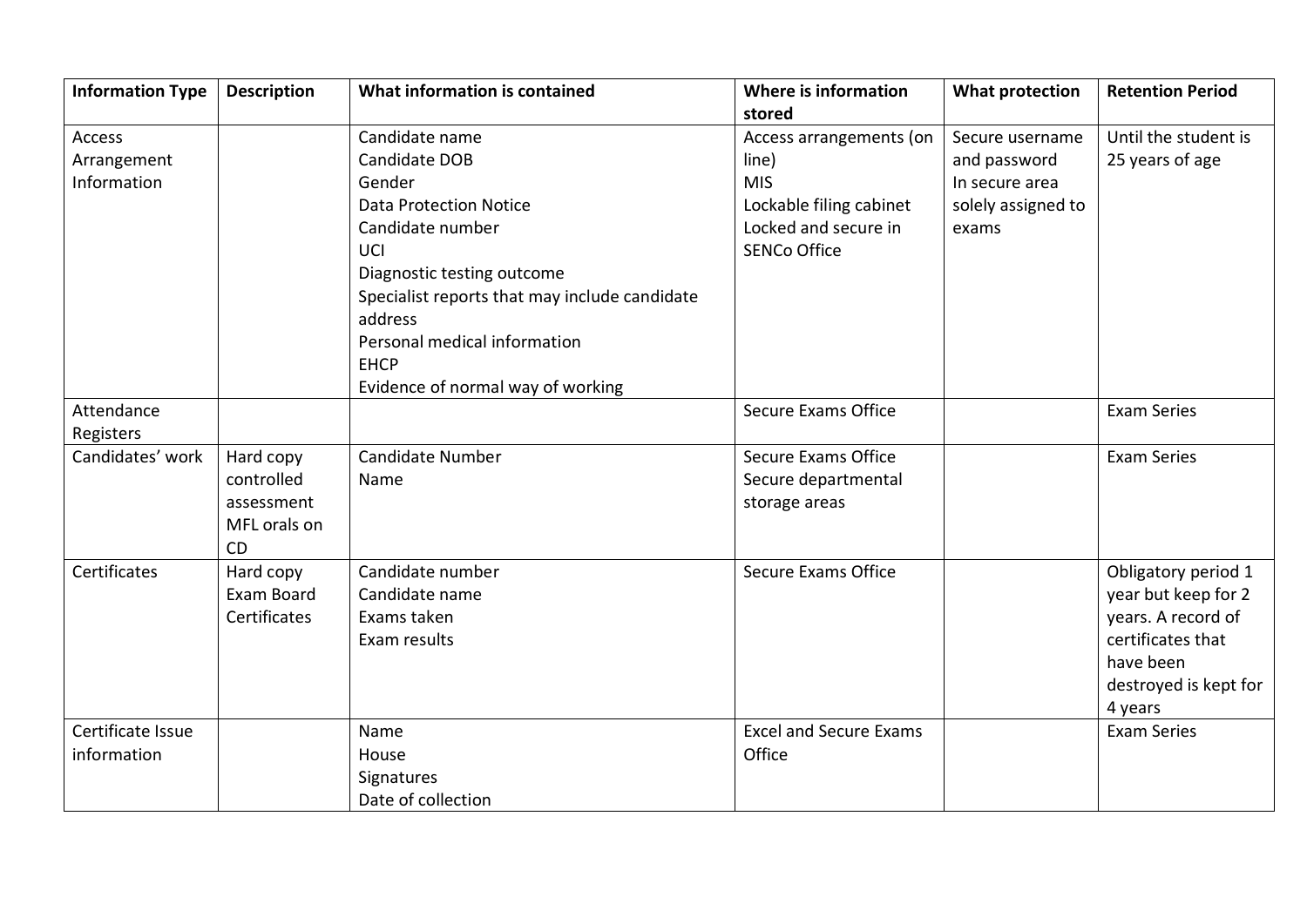| Information Type | Description | What information is contained | Where is information stored | What protection | Retention Period |
|---|---|---|---|---|---|
| Access Arrangement Information | | Candidate name<br>Candidate DOB<br>Gender<br>Data Protection Notice<br>Candidate number<br>UCI<br>Diagnostic testing outcome<br>Specialist reports that may include candidate address<br>Personal medical information<br>EHCP<br>Evidence of normal way of working | Access arrangements (on line)<br>MIS<br>Lockable filing cabinet<br>Locked and secure in SENCo Office | Secure username and password<br>In secure area solely assigned to exams | Until the student is 25 years of age |
| Attendance Registers | | | Secure Exams Office | | Exam Series |
| Candidates' work | Hard copy controlled assessment<br>MFL orals on CD | Candidate Number<br>Name | Secure Exams Office<br>Secure departmental storage areas | | Exam Series |
| Certificates | Hard copy Exam Board Certificates | Candidate number<br>Candidate name<br>Exams taken<br>Exam results | Secure Exams Office | | Obligatory period 1 year but keep for 2 years. A record of certificates that have been destroyed is kept for 4 years |
| Certificate Issue information | | Name<br>House<br>Signatures<br>Date of collection | Excel and Secure Exams Office | | Exam Series |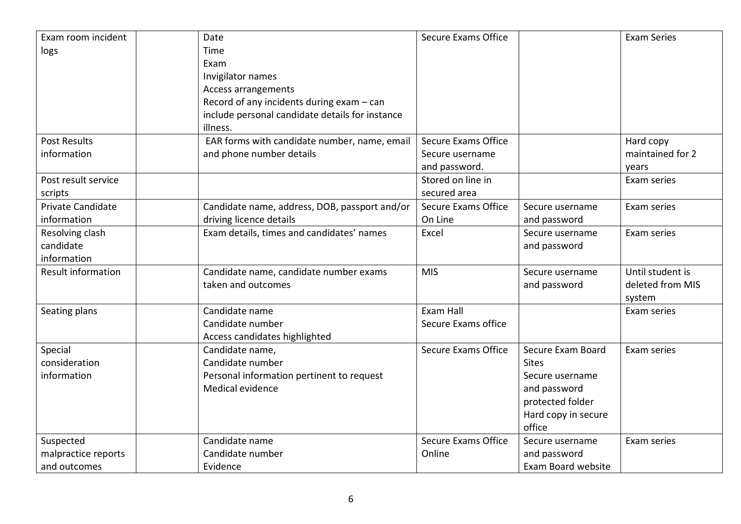| | | | | | |
|---|---|---|---|---|---|
| Exam room incident logs | | Date<br>Time<br>Exam<br>Invigilator names<br>Access arrangements<br>Record of any incidents during exam – can include personal candidate details for instance illness. | Secure Exams Office | | Exam Series |
| Post Results information | | EAR forms with candidate number, name, email and phone number details | Secure Exams Office<br>Secure username and password. | | Hard copy maintained for 2 years |
| Post result service scripts | | | Stored on line in secured area | | Exam series |
| Private Candidate information | | Candidate name, address, DOB, passport and/or driving licence details | Secure Exams Office<br>On Line | Secure username and password | Exam series |
| Resolving clash candidate information | | Exam details, times and candidates' names | Excel | Secure username and password | Exam series |
| Result information | | Candidate name, candidate number exams taken and outcomes | MIS | Secure username and password | Until student is deleted from MIS system |
| Seating plans | | Candidate name<br>Candidate number<br>Access candidates highlighted | Exam Hall<br>Secure Exams office | | Exam series |
| Special consideration information | | Candidate name,<br>Candidate number<br>Personal information pertinent to request<br>Medical evidence | Secure Exams Office | Secure Exam Board Sites<br>Secure username and password protected folder<br>Hard copy in secure office | Exam series |
| Suspected malpractice reports and outcomes | | Candidate name<br>Candidate number<br>Evidence | Secure Exams Office<br>Online | Secure username and password<br>Exam Board website | Exam series |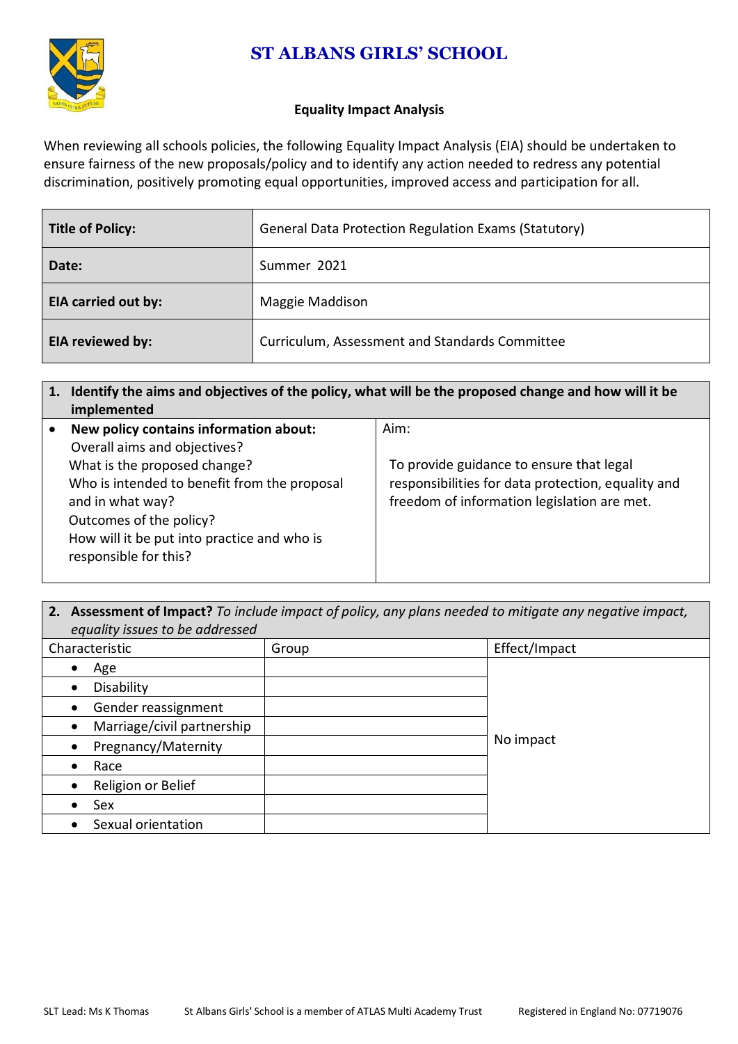# ST ALBANS GIRLS' SCHOOL

## Equality Impact Analysis

When reviewing all schools policies, the following Equality Impact Analysis (EIA) should be undertaken to ensure fairness of the new proposals/policy and to identify any action needed to redress any potential discrimination, positively promoting equal opportunities, improved access and participation for all.

| | |
|---|---|
| **Title of Policy:** | General Data Protection Regulation Exams (Statutory) |
| **Date:** | Summer 2021 |
| **EIA carried out by:** | Maggie Maddison |
| **EIA reviewed by:** | Curriculum, Assessment and Standards Committee |

| **1. Identify the aims and objectives of the policy, what will be the proposed change and how will it be implemented** | |
|---|---|
| • **New policy contains information about:** Overall aims and objectives? What is the proposed change? Who is intended to benefit from the proposal and in what way? Outcomes of the policy? How will it be put into practice and who is responsible for this? | Aim: To provide guidance to ensure that legal responsibilities for data protection, equality and freedom of information legislation are met. |

| **2. Assessment of Impact?** *To include impact of policy, any plans needed to mitigate any negative impact, equality issues to be addressed* | | |
|---|---|---|
| Characteristic | Group | Effect/Impact |
| • Age | | No impact |
| • Disability | | |
| • Gender reassignment | | |
| • Marriage/civil partnership | | |
| • Pregnancy/Maternity | | |
| • Race | | |
| • Religion or Belief | | |
| • Sex | | |
| • Sexual orientation | | |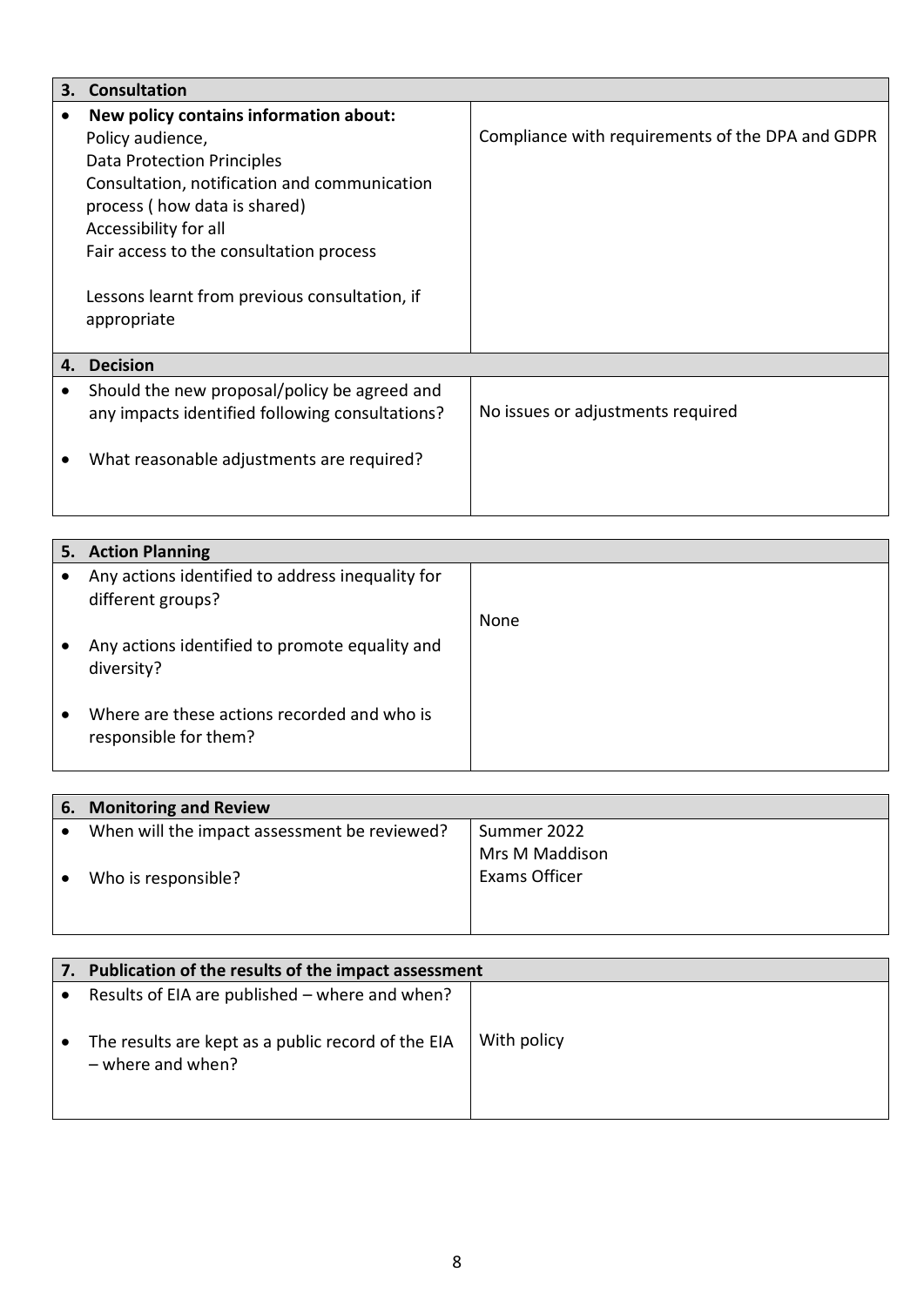| 3. Consultation | |
|---|---|
| • **New policy contains information about:**<br>Policy audience,<br>Data Protection Principles<br>Consultation, notification and communication process ( how data is shared)<br>Accessibility for all<br>Fair access to the consultation process<br><br>Lessons learnt from previous consultation, if appropriate | Compliance with requirements of the DPA and GDPR |

| 4. Decision | |
|---|---|
| • Should the new proposal/policy be agreed and any impacts identified following consultations?<br><br>• What reasonable adjustments are required? | No issues or adjustments required |

| 5. Action Planning | |
|---|---|
| • Any actions identified to address inequality for different groups?<br><br>• Any actions identified to promote equality and diversity?<br><br>• Where are these actions recorded and who is responsible for them? | None |

| 6. Monitoring and Review | |
|---|---|
| • When will the impact assessment be reviewed?<br><br>• Who is responsible? | Summer 2022<br>Mrs M Maddison<br>Exams Officer |

| 7. Publication of the results of the impact assessment | |
|---|---|
| • Results of EIA are published – where and when?<br><br>• The results are kept as a public record of the EIA – where and when? | With policy |